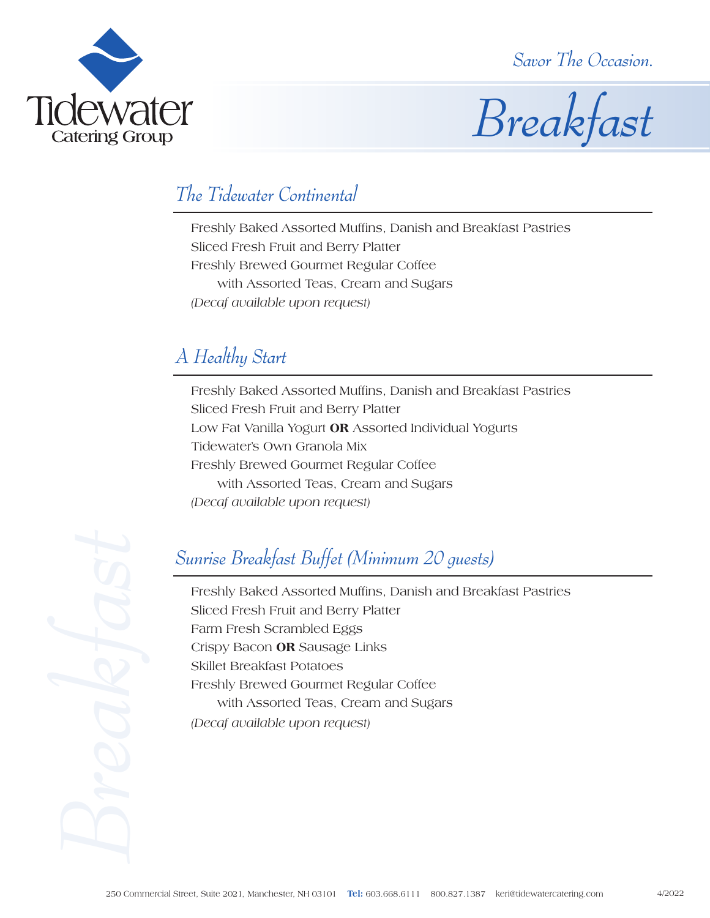Tidewater Catering Group

*Savor The Occasion.*

# *Breakfast*

## *The Tidewater Continental*

Freshly Baked Assorted Muffins, Danish and Breakfast Pastries
Sliced Fresh Fruit and Berry Platter
Freshly Brewed Gourmet Regular Coffee
with Assorted Teas, Cream and Sugars
*(Decaf available upon request)*

## *A Healthy Start*

Freshly Baked Assorted Muffins, Danish and Breakfast Pastries
Sliced Fresh Fruit and Berry Platter
Low Fat Vanilla Yogurt **OR** Assorted Individual Yogurts
Tidewater's Own Granola Mix
Freshly Brewed Gourmet Regular Coffee
with Assorted Teas, Cream and Sugars
*(Decaf available upon request)*

## *Sunrise Breakfast Buffet (Minimum 20 guests)*

Freshly Baked Assorted Muffins, Danish and Breakfast Pastries
Sliced Fresh Fruit and Berry Platter
Farm Fresh Scrambled Eggs
Crispy Bacon **OR** Sausage Links
Skillet Breakfast Potatoes
Freshly Brewed Gourmet Regular Coffee
with Assorted Teas, Cream and Sugars
*(Decaf available upon request)*

250 Commercial Street, Suite 2021, Manchester, NH 03101 **Tel:** 603.668.6111 800.827.1387 keri@tidewatercatering.com 4/2022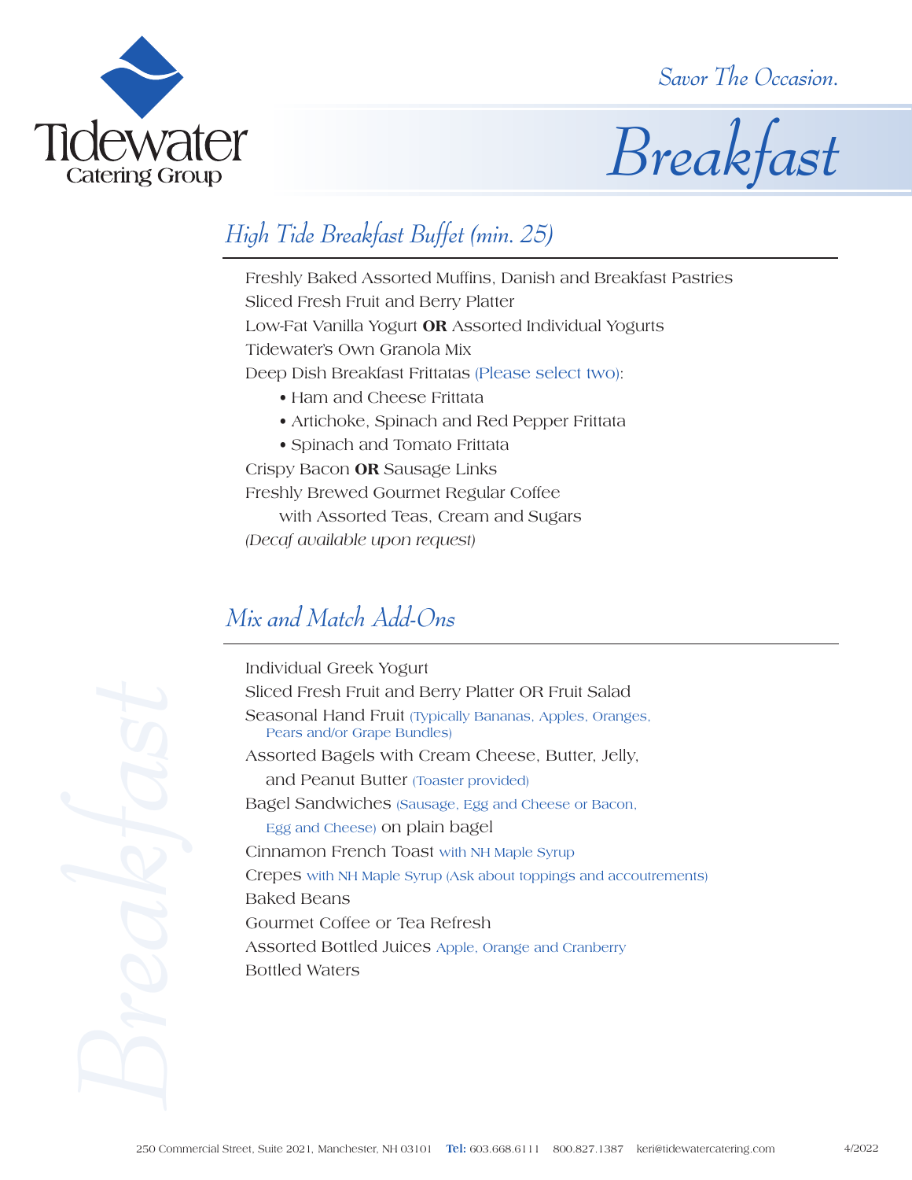Tidewater
Catering Group

*Savor The Occasion.*

# *Breakfast*

## *High Tide Breakfast Buffet (min. 25)*

Freshly Baked Assorted Muffins, Danish and Breakfast Pastries
Sliced Fresh Fruit and Berry Platter
Low-Fat Vanilla Yogurt **OR** Assorted Individual Yogurts
Tidewater's Own Granola Mix
Deep Dish Breakfast Frittatas (Please select two):

- Ham and Cheese Frittata
- Artichoke, Spinach and Red Pepper Frittata
- Spinach and Tomato Frittata

Crispy Bacon **OR** Sausage Links
Freshly Brewed Gourmet Regular Coffee
with Assorted Teas, Cream and Sugars
*(Decaf available upon request)*

## *Mix and Match Add-Ons*

Individual Greek Yogurt
Sliced Fresh Fruit and Berry Platter OR Fruit Salad
Seasonal Hand Fruit (Typically Bananas, Apples, Oranges, Pears and/or Grape Bundles)
Assorted Bagels with Cream Cheese, Butter, Jelly, and Peanut Butter (Toaster provided)
Bagel Sandwiches (Sausage, Egg and Cheese or Bacon, Egg and Cheese) on plain bagel
Cinnamon French Toast with NH Maple Syrup
Crepes with NH Maple Syrup (Ask about toppings and accoutrements)
Baked Beans
Gourmet Coffee or Tea Refresh
Assorted Bottled Juices Apple, Orange and Cranberry
Bottled Waters

250 Commercial Street, Suite 2021, Manchester, NH 03101 **Tel:** 603.668.6111 800.827.1387 keri@tidewatercatering.com 4/2022